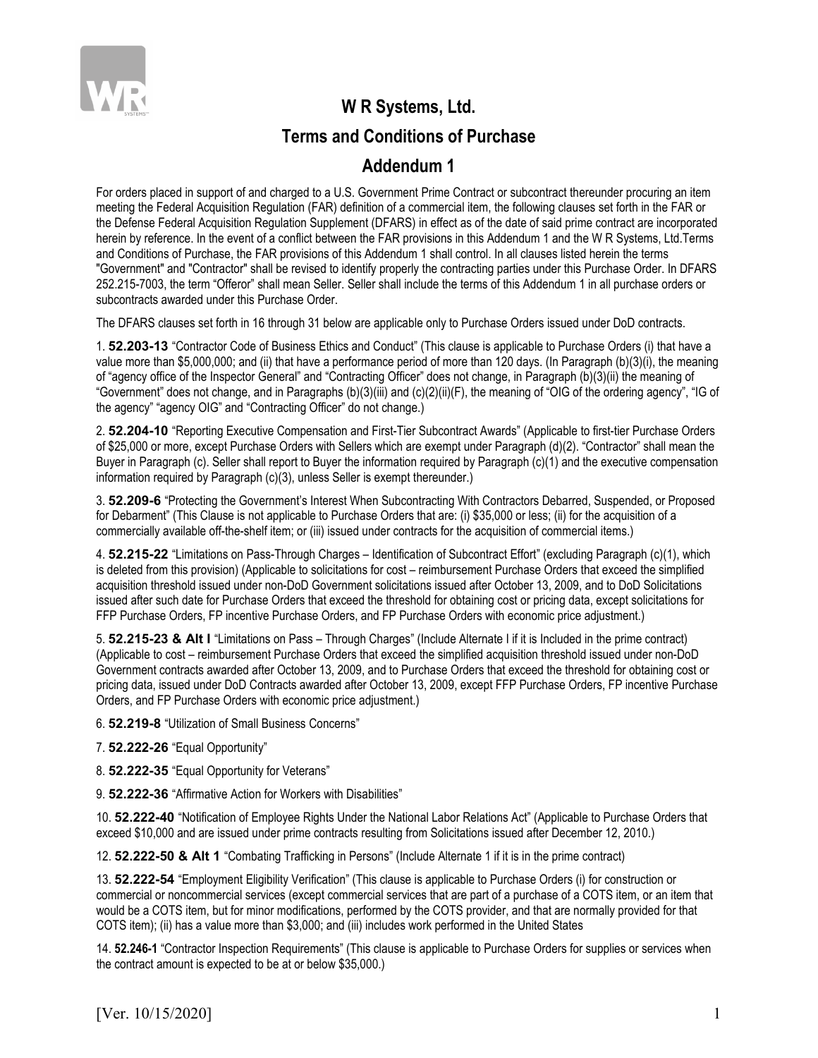# W R Systems, Ltd.

## Terms and Conditions of Purchase

## Addendum 1

For orders placed in support of and charged to a U.S. Government Prime Contract or subcontract thereunder procuring an item meeting the Federal Acquisition Regulation (FAR) definition of a commercial item, the following clauses set forth in the FAR or the Defense Federal Acquisition Regulation Supplement (DFARS) in effect as of the date of said prime contract are incorporated herein by reference. In the event of a conflict between the FAR provisions in this Addendum 1 and the W R Systems, Ltd.Terms and Conditions of Purchase, the FAR provisions of this Addendum 1 shall control. In all clauses listed herein the terms "Government" and "Contractor" shall be revised to identify properly the contracting parties under this Purchase Order. In DFARS 252.215-7003, the term "Offeror" shall mean Seller. Seller shall include the terms of this Addendum 1 in all purchase orders or subcontracts awarded under this Purchase Order.

The DFARS clauses set forth in 16 through 31 below are applicable only to Purchase Orders issued under DoD contracts.

1. **52.203-13** "Contractor Code of Business Ethics and Conduct" (This clause is applicable to Purchase Orders (i) that have a value more than $5,000,000; and (ii) that have a performance period of more than 120 days. (In Paragraph (b)(3)(i), the meaning of "agency office of the Inspector General" and "Contracting Officer" does not change, in Paragraph (b)(3)(ii) the meaning of "Government" does not change, and in Paragraphs (b)(3)(iii) and (c)(2)(ii)(F), the meaning of "OIG of the ordering agency", "IG of the agency" "agency OIG" and "Contracting Officer" do not change.)

2. **52.204-10** "Reporting Executive Compensation and First-Tier Subcontract Awards" (Applicable to first-tier Purchase Orders of $25,000 or more, except Purchase Orders with Sellers which are exempt under Paragraph (d)(2). "Contractor" shall mean the Buyer in Paragraph (c). Seller shall report to Buyer the information required by Paragraph (c)(1) and the executive compensation information required by Paragraph (c)(3), unless Seller is exempt thereunder.)

3. **52.209-6** "Protecting the Government's Interest When Subcontracting With Contractors Debarred, Suspended, or Proposed for Debarment" (This Clause is not applicable to Purchase Orders that are: (i) $35,000 or less; (ii) for the acquisition of a commercially available off-the-shelf item; or (iii) issued under contracts for the acquisition of commercial items.)

4. **52.215-22** "Limitations on Pass-Through Charges – Identification of Subcontract Effort" (excluding Paragraph (c)(1), which is deleted from this provision) (Applicable to solicitations for cost – reimbursement Purchase Orders that exceed the simplified acquisition threshold issued under non-DoD Government solicitations issued after October 13, 2009, and to DoD Solicitations issued after such date for Purchase Orders that exceed the threshold for obtaining cost or pricing data, except solicitations for FFP Purchase Orders, FP incentive Purchase Orders, and FP Purchase Orders with economic price adjustment.)

5. **52.215-23 & Alt I** "Limitations on Pass – Through Charges" (Include Alternate I if it is Included in the prime contract) (Applicable to cost – reimbursement Purchase Orders that exceed the simplified acquisition threshold issued under non-DoD Government contracts awarded after October 13, 2009, and to Purchase Orders that exceed the threshold for obtaining cost or pricing data, issued under DoD Contracts awarded after October 13, 2009, except FFP Purchase Orders, FP incentive Purchase Orders, and FP Purchase Orders with economic price adjustment.)

6. **52.219-8** "Utilization of Small Business Concerns"

7. **52.222-26** "Equal Opportunity"

8. **52.222-35** "Equal Opportunity for Veterans"

9. **52.222-36** "Affirmative Action for Workers with Disabilities"

10. **52.222-40** "Notification of Employee Rights Under the National Labor Relations Act" (Applicable to Purchase Orders that exceed $10,000 and are issued under prime contracts resulting from Solicitations issued after December 12, 2010.)

12. **52.222-50 & Alt 1** "Combating Trafficking in Persons" (Include Alternate 1 if it is in the prime contract)

13. **52.222-54** "Employment Eligibility Verification" (This clause is applicable to Purchase Orders (i) for construction or commercial or noncommercial services (except commercial services that are part of a purchase of a COTS item, or an item that would be a COTS item, but for minor modifications, performed by the COTS provider, and that are normally provided for that COTS item); (ii) has a value more than $3,000; and (iii) includes work performed in the United States

14. **52.246-1** "Contractor Inspection Requirements" (This clause is applicable to Purchase Orders for supplies or services when the contract amount is expected to be at or below $35,000.)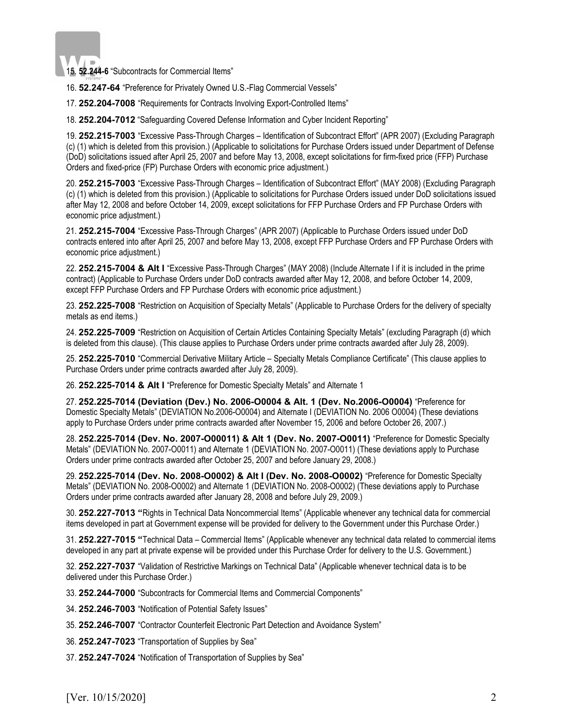15. **52.244-6** "Subcontracts for Commercial Items"

16. **52.247-64** "Preference for Privately Owned U.S.-Flag Commercial Vessels"

17. **252.204-7008** "Requirements for Contracts Involving Export-Controlled Items"

18. **252.204-7012** "Safeguarding Covered Defense Information and Cyber Incident Reporting"

19. **252.215-7003** "Excessive Pass-Through Charges – Identification of Subcontract Effort" (APR 2007) (Excluding Paragraph (c) (1) which is deleted from this provision.) (Applicable to solicitations for Purchase Orders issued under Department of Defense (DoD) solicitations issued after April 25, 2007 and before May 13, 2008, except solicitations for firm-fixed price (FFP) Purchase Orders and fixed-price (FP) Purchase Orders with economic price adjustment.)

20. **252.215-7003** "Excessive Pass-Through Charges – Identification of Subcontract Effort" (MAY 2008) (Excluding Paragraph (c) (1) which is deleted from this provision.) (Applicable to solicitations for Purchase Orders issued under DoD solicitations issued after May 12, 2008 and before October 14, 2009, except solicitations for FFP Purchase Orders and FP Purchase Orders with economic price adjustment.)

21. **252.215-7004** "Excessive Pass-Through Charges" (APR 2007) (Applicable to Purchase Orders issued under DoD contracts entered into after April 25, 2007 and before May 13, 2008, except FFP Purchase Orders and FP Purchase Orders with economic price adjustment.)

22. **252.215-7004 & Alt I** "Excessive Pass-Through Charges" (MAY 2008) (Include Alternate I if it is included in the prime contract) (Applicable to Purchase Orders under DoD contracts awarded after May 12, 2008, and before October 14, 2009, except FFP Purchase Orders and FP Purchase Orders with economic price adjustment.)

23. **252.225-7008** "Restriction on Acquisition of Specialty Metals" (Applicable to Purchase Orders for the delivery of specialty metals as end items.)

24. **252.225-7009** "Restriction on Acquisition of Certain Articles Containing Specialty Metals" (excluding Paragraph (d) which is deleted from this clause). (This clause applies to Purchase Orders under prime contracts awarded after July 28, 2009).

25. **252.225-7010** "Commercial Derivative Military Article – Specialty Metals Compliance Certificate" (This clause applies to Purchase Orders under prime contracts awarded after July 28, 2009).

26. **252.225-7014 & Alt I** "Preference for Domestic Specialty Metals" and Alternate 1

27. **252.225-7014 (Deviation (Dev.) No. 2006-O0004 & Alt. 1 (Dev. No.2006-O0004)** "Preference for Domestic Specialty Metals" (DEVIATION No.2006-O0004) and Alternate I (DEVIATION No. 2006 O0004) (These deviations apply to Purchase Orders under prime contracts awarded after November 15, 2006 and before October 26, 2007.)

28. **252.225-7014 (Dev. No. 2007-O00011) & Alt 1 (Dev. No. 2007-O0011)** "Preference for Domestic Specialty Metals" (DEVIATION No. 2007-O0011) and Alternate 1 (DEVIATION No. 2007-O0011) (These deviations apply to Purchase Orders under prime contracts awarded after October 25, 2007 and before January 29, 2008.)

29. **252.225-7014 (Dev. No. 2008-O0002) & Alt I (Dev. No. 2008-O0002)** "Preference for Domestic Specialty Metals" (DEVIATION No. 2008-O0002) and Alternate 1 (DEVIATION No. 2008-O0002) (These deviations apply to Purchase Orders under prime contracts awarded after January 28, 2008 and before July 29, 2009.)

30. **252.227-7013 "**Rights in Technical Data Noncommercial Items" (Applicable whenever any technical data for commercial items developed in part at Government expense will be provided for delivery to the Government under this Purchase Order.)

31. **252.227-7015 "**Technical Data – Commercial Items" (Applicable whenever any technical data related to commercial items developed in any part at private expense will be provided under this Purchase Order for delivery to the U.S. Government.)

32. **252.227-7037** "Validation of Restrictive Markings on Technical Data" (Applicable whenever technical data is to be delivered under this Purchase Order.)

33. **252.244-7000** "Subcontracts for Commercial Items and Commercial Components"

34. **252.246-7003** "Notification of Potential Safety Issues"

35. **252.246-7007** "Contractor Counterfeit Electronic Part Detection and Avoidance System"

36. **252.247-7023** "Transportation of Supplies by Sea"

37. **252.247-7024** "Notification of Transportation of Supplies by Sea"

[Ver. 10/15/2020]